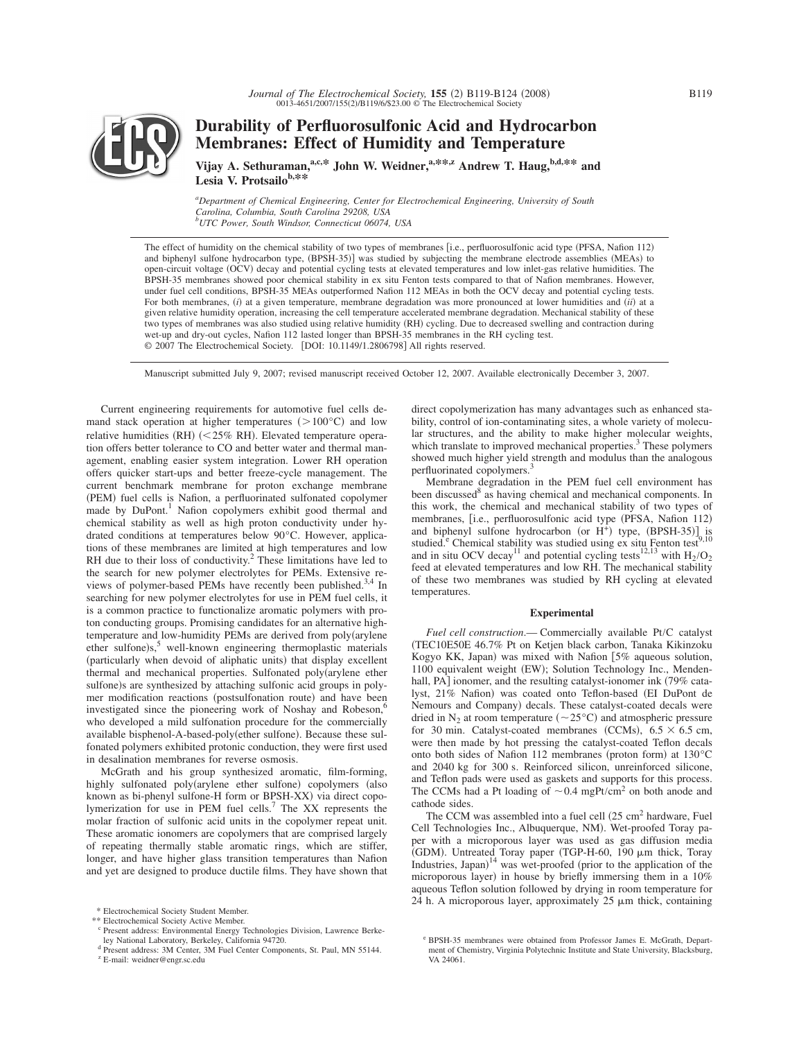# Durability of Perfluorosulfonic Acid and Hydrocarbon Membranes: Effect of Humidity and Temperature

Vijay A. Sethuraman,[a,c,*] John W. Weidner,[a,**,z] Andrew T. Haug,[b,d,**] and Lesia V. Protsailo[b,**]

[a]Department of Chemical Engineering, Center for Electrochemical Engineering, University of South Carolina, Columbia, South Carolina 29208, USA
[b]UTC Power, South Windsor, Connecticut 06074, USA

The effect of humidity on the chemical stability of two types of membranes [i.e., perfluorosulfonic acid type (PFSA, Nafion 112) and biphenyl sulfone hydrocarbon type, (BPSH-35)] was studied by subjecting the membrane electrode assemblies (MEAs) to open-circuit voltage (OCV) decay and potential cycling tests at elevated temperatures and low inlet-gas relative humidities. The BPSH-35 membranes showed poor chemical stability in ex situ Fenton tests compared to that of Nafion membranes. However, under fuel cell conditions, BPSH-35 MEAs outperformed Nafion 112 MEAs in both the OCV decay and potential cycling tests. For both membranes, (*i*) at a given temperature, membrane degradation was more pronounced at lower humidities and (*ii*) at a given relative humidity operation, increasing the cell temperature accelerated membrane degradation. Mechanical stability of these two types of membranes was also studied using relative humidity (RH) cycling. Due to decreased swelling and contraction during wet-up and dry-out cycles, Nafion 112 lasted longer than BPSH-35 membranes in the RH cycling test.
© 2007 The Electrochemical Society. [DOI: 10.1149/1.2806798] All rights reserved.

Manuscript submitted July 9, 2007; revised manuscript received October 12, 2007. Available electronically December 3, 2007.

Current engineering requirements for automotive fuel cells demand stack operation at higher temperatures (>100°C) and low relative humidities (RH) (<25% RH). Elevated temperature operation offers better tolerance to CO and better water and thermal management, enabling easier system integration. Lower RH operation offers quicker start-ups and better freeze-cycle management. The current benchmark membrane for proton exchange membrane (PEM) fuel cells is Nafion, a perfluorinated sulfonated copolymer made by DuPont.[1] Nafion copolymers exhibit good thermal and chemical stability as well as high proton conductivity under hydrated conditions at temperatures below 90°C. However, applications of these membranes are limited at high temperatures and low RH due to their loss of conductivity.[2] These limitations have led to the search for new polymer electrolytes for PEMs. Extensive reviews of polymer-based PEMs have recently been published.[3,4] In searching for new polymer electrolytes for use in PEM fuel cells, it is a common practice to functionalize aromatic polymers with proton conducting groups. Promising candidates for an alternative high-temperature and low-humidity PEMs are derived from poly(arylene ether sulfone)s,[5] well-known engineering thermoplastic materials (particularly when devoid of aliphatic units) that display excellent thermal and mechanical properties. Sulfonated poly(arylene ether sulfone)s are synthesized by attaching sulfonic acid groups in polymer modification reactions (postsulfonation route) and have been investigated since the pioneering work of Noshay and Robeson,[6] who developed a mild sulfonation procedure for the commercially available bisphenol-A-based-poly(ether sulfone). Because these sulfonated polymers exhibited protonic conduction, they were first used in desalination membranes for reverse osmosis.

McGrath and his group synthesized aromatic, film-forming, highly sulfonated poly(arylene ether sulfone) copolymers (also known as bi-phenyl sulfone-H form or BPSH-XX) via direct copolymerization for use in PEM fuel cells.[7] The XX represents the molar fraction of sulfonic acid units in the copolymer repeat unit. These aromatic ionomers are copolymers that are comprised largely of repeating thermally stable aromatic rings, which are stiffer, longer, and have higher glass transition temperatures than Nafion and yet are designed to produce ductile films. They have shown that direct copolymerization has many advantages such as enhanced stability, control of ion-contaminating sites, a whole variety of molecular structures, and the ability to make higher molecular weights, which translate to improved mechanical properties.[3] These polymers showed much higher yield strength and modulus than the analogous perfluorinated copolymers.[3]

Membrane degradation in the PEM fuel cell environment has been discussed[8] as having chemical and mechanical components. In this work, the chemical and mechanical stability of two types of membranes, [i.e., perfluorosulfonic acid type (PFSA, Nafion 112) and biphenyl sulfone hydrocarbon (or $H^+$) type, (BPSH-35)] is studied.[e] Chemical stability was studied using ex situ Fenton test[9,10] and in situ OCV decay[11] and potential cycling tests[12,13] with $H_2/O_2$ feed at elevated temperatures and low RH. The mechanical stability of these two membranes was studied by RH cycling at elevated temperatures.

## Experimental

*Fuel cell construction.*— Commercially available Pt/C catalyst (TEC10E50E 46.7% Pt on Ketjen black carbon, Tanaka Kikinzoku Kogyo KK, Japan) was mixed with Nafion [5% aqueous solution, 1100 equivalent weight (EW); Solution Technology Inc., Mendenhall, PA] ionomer, and the resulting catalyst-ionomer ink (79% catalyst, 21% Nafion) was coated onto Teflon-based (EI DuPont de Nemours and Company) decals. These catalyst-coated decals were dried in $N_2$ at room temperature (~25°C) and atmospheric pressure for 30 min. Catalyst-coated membranes (CCMs), 6.5 × 6.5 cm, were then made by hot pressing the catalyst-coated Teflon decals onto both sides of Nafion 112 membranes (proton form) at 130°C and 2040 kg for 300 s. Reinforced silicon, unreinforced silicone, and Teflon pads were used as gaskets and supports for this process. The CCMs had a Pt loading of ~0.4 mgPt/cm$^2$ on both anode and cathode sides.

The CCM was assembled into a fuel cell (25 cm$^2$ hardware, Fuel Cell Technologies Inc., Albuquerque, NM). Wet-proofed Toray paper with a microporous layer was used as gas diffusion media (GDM). Untreated Toray paper (TGP-H-60, 190 μm thick, Toray Industries, Japan)[14] was wet-proofed (prior to the application of the microporous layer) in house by briefly immersing them in a 10% aqueous Teflon solution followed by drying in room temperature for 24 h. A microporous layer, approximately 25 μm thick, containing

\* Electrochemical Society Student Member.
\*\* Electrochemical Society Active Member.
[c] Present address: Environmental Energy Technologies Division, Lawrence Berkeley National Laboratory, Berkeley, California 94720.
[d] Present address: 3M Center, 3M Fuel Center Components, St. Paul, MN 55144.
[z] E-mail: weidner@engr.sc.edu

[e] BPSH-35 membranes were obtained from Professor James E. McGrath, Department of Chemistry, Virginia Polytechnic Institute and State University, Blacksburg, VA 24061.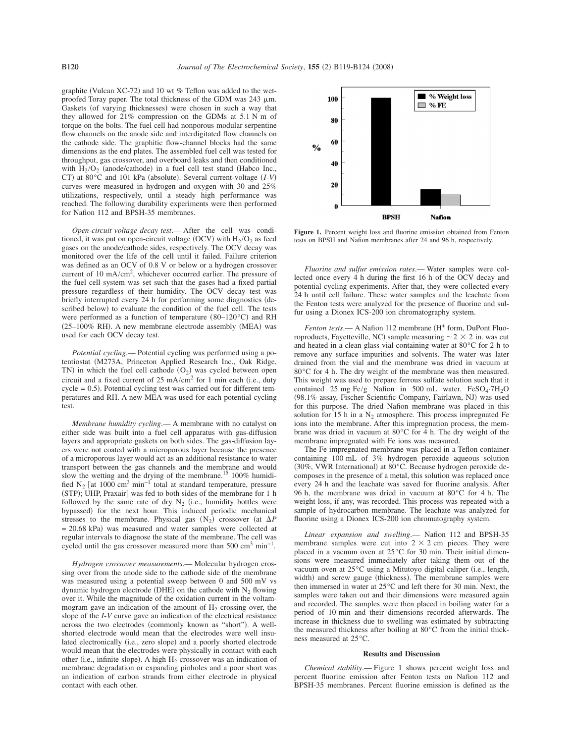graphite (Vulcan XC-72) and 10 wt % Teflon was added to the wet-proofed Toray paper. The total thickness of the GDM was 243 μm. Gaskets (of varying thicknesses) were chosen in such a way that they allowed for 21% compression on the GDMs at 5.1 N m of torque on the bolts. The fuel cell had nonporous modular serpentine flow channels on the anode side and interdigitated flow channels on the cathode side. The graphitic flow-channel blocks had the same dimensions as the end plates. The assembled fuel cell was tested for throughput, gas crossover, and overboard leaks and then conditioned with $H_2/O_2$ (anode/cathode) in a fuel cell test stand (Habco Inc., CT) at 80°C and 101 kPa (absolute). Several current-voltage ($I$-$V$) curves were measured in hydrogen and oxygen with 30 and 25% utilizations, respectively, until a steady high performance was reached. The following durability experiments were then performed for Nafion 112 and BPSH-35 membranes.

*Open-circuit voltage decay test*.— After the cell was conditioned, it was put on open-circuit voltage (OCV) with $H_2/O_2$ as feed gases on the anode/cathode sides, respectively. The OCV decay was monitored over the life of the cell until it failed. Failure criterion was defined as an OCV of 0.8 V or below or a hydrogen crossover current of 10 mA/cm$^2$, whichever occurred earlier. The pressure of the fuel cell system was set such that the gases had a fixed partial pressure regardless of their humidity. The OCV decay test was briefly interrupted every 24 h for performing some diagnostics (described below) to evaluate the condition of the fuel cell. The tests were performed as a function of temperature (80–120°C) and RH (25–100% RH). A new membrane electrode assembly (MEA) was used for each OCV decay test.

*Potential cycling*.— Potential cycling was performed using a potentiostat (M273A, Princeton Applied Research Inc., Oak Ridge, TN) in which the fuel cell cathode ($O_2$) was cycled between open circuit and a fixed current of 25 mA/cm$^2$ for 1 min each (i.e., duty cycle = 0.5). Potential cycling test was carried out for different temperatures and RH. A new MEA was used for each potential cycling test.

*Membrane humidity cycling*.— A membrane with no catalyst on either side was built into a fuel cell apparatus with gas-diffusion layers and appropriate gaskets on both sides. The gas-diffusion layers were not coated with a microporous layer because the presence of a microporous layer would act as an additional resistance to water transport between the gas channels and the membrane and would slow the wetting and the drying of the membrane.[15] 100% humidified $N_2$ [at 1000 cm$^3$ min$^{-1}$ total at standard temperature, pressure (STP); UHP, Praxair] was fed to both sides of the membrane for 1 h followed by the same rate of dry $N_2$ (i.e., humidity bottles were bypassed) for the next hour. This induced periodic mechanical stresses to the membrane. Physical gas ($N_2$) crossover (at $\Delta P$ = 20.68 kPa) was measured and water samples were collected at regular intervals to diagnose the state of the membrane. The cell was cycled until the gas crossover measured more than 500 cm$^3$ min$^{-1}$.

*Hydrogen crossover measurements*.— Molecular hydrogen crossing over from the anode side to the cathode side of the membrane was measured using a potential sweep between 0 and 500 mV vs dynamic hydrogen electrode (DHE) on the cathode with $N_2$ flowing over it. While the magnitude of the oxidation current in the voltammogram gave an indication of the amount of $H_2$ crossing over, the slope of the $I$-$V$ curve gave an indication of the electrical resistance across the two electrodes (commonly known as "short"). A well-shorted electrode would mean that the electrodes were well insulated electronically (i.e., zero slope) and a poorly shorted electrode would mean that the electrodes were physically in contact with each other (i.e., infinite slope). A high $H_2$ crossover was an indication of membrane degradation or expanding pinholes and a poor short was an indication of carbon strands from either electrode in physical contact with each other.

Figure 1. Percent weight loss and fluorine emission obtained from Fenton tests on BPSH and Nafion membranes after 24 and 96 h, respectively.

*Fluorine and sulfur emission rates*.— Water samples were collected once every 4 h during the first 16 h of the OCV decay and potential cycling experiments. After that, they were collected every 24 h until cell failure. These water samples and the leachate from the Fenton tests were analyzed for the presence of fluorine and sulfur using a Dionex ICS-200 ion chromatography system.

*Fenton tests*.— A Nafion 112 membrane ($H^+$ form, DuPont Fluoroproducts, Fayetteville, NC) sample measuring ~2 × 2 in. was cut and heated in a clean glass vial containing water at 80°C for 2 h to remove any surface impurities and solvents. The water was later drained from the vial and the membrane was dried in vacuum at 80°C for 4 h. The dry weight of the membrane was then measured. This weight was used to prepare ferrous sulfate solution such that it contained 25 mg Fe/g Nafion in 500 mL water. $FeSO_4 \cdot 7H_2O$ (98.1% assay, Fischer Scientific Company, Fairlawn, NJ) was used for this purpose. The dried Nafion membrane was placed in this solution for 15 h in a $N_2$ atmosphere. This process impregnated Fe ions into the membrane. After this impregnation process, the membrane was dried in vacuum at 80°C for 4 h. The dry weight of the membrane impregnated with Fe ions was measured.

The Fe impregnated membrane was placed in a Teflon container containing 100 mL of 3% hydrogen peroxide aqueous solution (30%, VWR International) at 80°C. Because hydrogen peroxide decomposes in the presence of a metal, this solution was replaced once every 24 h and the leachate was saved for fluorine analysis. After 96 h, the membrane was dried in vacuum at 80°C for 4 h. The weight loss, if any, was recorded. This process was repeated with a sample of hydrocarbon membrane. The leachate was analyzed for fluorine using a Dionex ICS-200 ion chromatography system.

*Linear expansion and swelling*.— Nafion 112 and BPSH-35 membrane samples were cut into 2 × 2 cm pieces. They were placed in a vacuum oven at 25°C for 30 min. Their initial dimensions were measured immediately after taking them out of the vacuum oven at 25°C using a Mitutoyo digital caliper (i.e., length, width) and screw gauge (thickness). The membrane samples were then immersed in water at 25°C and left there for 30 min. Next, the samples were taken out and their dimensions were measured again and recorded. The samples were then placed in boiling water for a period of 10 min and their dimensions recorded afterwards. The increase in thickness due to swelling was estimated by subtracting the measured thickness after boiling at 80°C from the initial thickness measured at 25°C.

## Results and Discussion

*Chemical stability*.— Figure 1 shows percent weight loss and percent fluorine emission after Fenton tests on Nafion 112 and BPSH-35 membranes. Percent fluorine emission is defined as the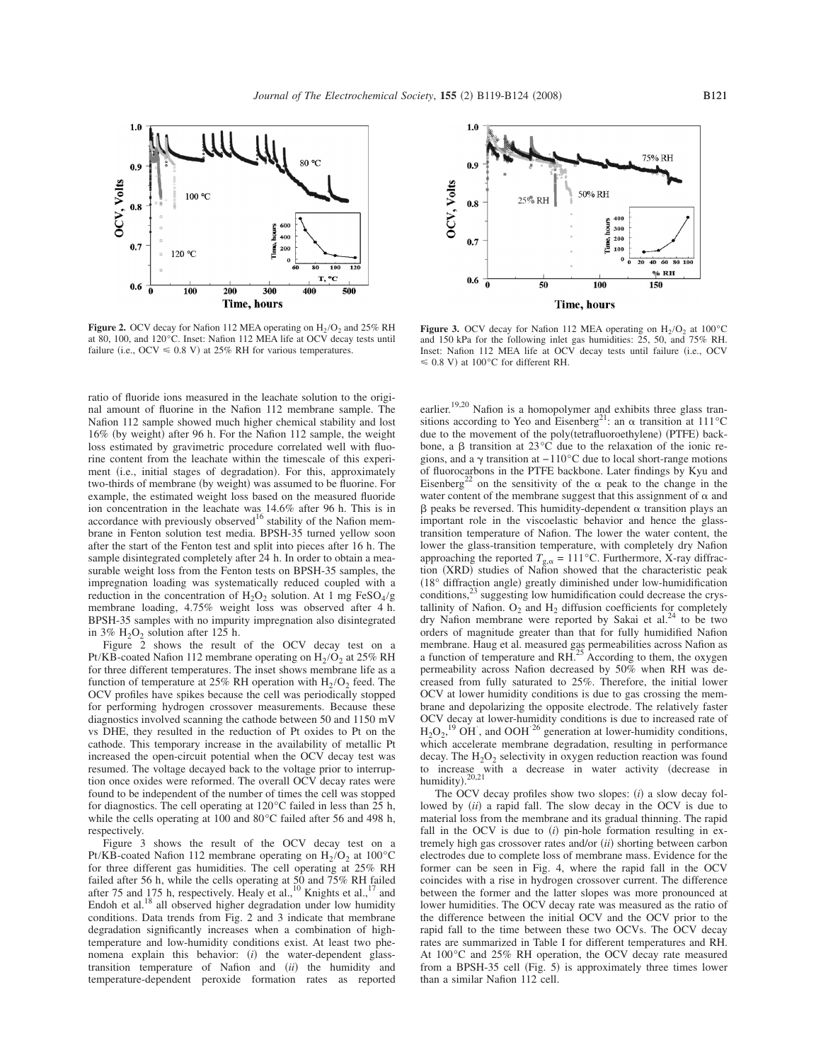**Figure 2.** OCV decay for Nafion 112 MEA operating on $H_2/O_2$ and 25% RH at 80, 100, and 120°C. Inset: Nafion 112 MEA life at OCV decay tests until failure (i.e., OCV ≤ 0.8 V) at 25% RH for various temperatures.

**Figure 3.** OCV decay for Nafion 112 MEA operating on $H_2/O_2$ at 100°C and 150 kPa for the following inlet gas humidities: 25, 50, and 75% RH. Inset: Nafion 112 MEA life at OCV decay tests until failure (i.e., OCV ≤ 0.8 V) at 100°C for different RH.

ratio of fluoride ions measured in the leachate solution to the original amount of fluorine in the Nafion 112 membrane sample. The Nafion 112 sample showed much higher chemical stability and lost 16% (by weight) after 96 h. For the Nafion 112 sample, the weight loss estimated by gravimetric procedure correlated well with fluorine content from the leachate within the timescale of this experiment (i.e., initial stages of degradation). For this, approximately two-thirds of membrane (by weight) was assumed to be fluorine. For example, the estimated weight loss based on the measured fluoride ion concentration in the leachate was 14.6% after 96 h. This is in accordance with previously observed[16] stability of the Nafion membrane in Fenton solution test media. BPSH-35 turned yellow soon after the start of the Fenton test and split into pieces after 16 h. The sample disintegrated completely after 24 h. In order to obtain a measurable weight loss from the Fenton tests on BPSH-35 samples, the impregnation loading was systematically reduced coupled with a reduction in the concentration of $H_2O_2$ solution. At 1 mg $FeSO_4$/g membrane loading, 4.75% weight loss was observed after 4 h. BPSH-35 samples with no impurity impregnation also disintegrated in 3% $H_2O_2$ solution after 125 h.

Figure 2 shows the result of the OCV decay test on a Pt/KB-coated Nafion 112 membrane operating on $H_2/O_2$ at 25% RH for three different temperatures. The inset shows membrane life as a function of temperature at 25% RH operation with $H_2/O_2$ feed. The OCV profiles have spikes because the cell was periodically stopped for performing hydrogen crossover measurements. Because these diagnostics involved scanning the cathode between 50 and 1150 mV vs DHE, they resulted in the reduction of Pt oxides to Pt on the cathode. This temporary increase in the availability of metallic Pt increased the open-circuit potential when the OCV decay test was resumed. The voltage decayed back to the voltage prior to interruption once oxides were reformed. The overall OCV decay rates were found to be independent of the number of times the cell was stopped for diagnostics. The cell operating at 120°C failed in less than 25 h, while the cells operating at 100 and 80°C failed after 56 and 498 h, respectively.

Figure 3 shows the result of the OCV decay test on a Pt/KB-coated Nafion 112 membrane operating on $H_2/O_2$ at 100°C for three different gas humidities. The cell operating at 25% RH failed after 56 h, while the cells operating at 50 and 75% RH failed after 75 and 175 h, respectively. Healy et al.,[10] Knights et al.,[17] and Endoh et al.[18] all observed higher degradation under low humidity conditions. Data trends from Fig. 2 and 3 indicate that membrane degradation significantly increases when a combination of high-temperature and low-humidity conditions exist. At least two phenomena explain this behavior: (*i*) the water-dependent glass-transition temperature of Nafion and (*ii*) the humidity and temperature-dependent peroxide formation rates as reported earlier.[19,20] Nafion is a homopolymer and exhibits three glass transitions according to Yeo and Eisenberg[21]: an α transition at 111°C due to the movement of the poly(tetrafluoroethylene) (PTFE) backbone, a β transition at 23°C due to the relaxation of the ionic regions, and a γ transition at −110°C due to local short-range motions of fluorocarbons in the PTFE backbone. Later findings by Kyu and Eisenberg[22] on the sensitivity of the α peak to the change in the water content of the membrane suggest that this assignment of α and β peaks be reversed. This humidity-dependent α transition plays an important role in the viscoelastic behavior and hence the glass-transition temperature of Nafion. The lower the water content, the lower the glass-transition temperature, with completely dry Nafion approaching the reported $T_{g,\alpha} = 111°C$. Furthermore, X-ray diffraction (XRD) studies of Nafion showed that the characteristic peak (18° diffraction angle) greatly diminished under low-humidification conditions,[23] suggesting low humidification could decrease the crystallinity of Nafion. $O_2$ and $H_2$ diffusion coefficients for completely dry Nafion membrane were reported by Sakai et al.[24] to be two orders of magnitude greater than that for fully humidified Nafion membrane. Haug et al. measured gas permeabilities across Nafion as a function of temperature and RH.[25] According to them, the oxygen permeability across Nafion decreased by 50% when RH was decreased from fully saturated to 25%. Therefore, the initial lower OCV at lower humidity conditions is due to gas crossing the membrane and depolarizing the opposite electrode. The relatively faster OCV decay at lower-humidity conditions is due to increased rate of $H_2O_2$,[19] $OH^{\cdot}$, and $OOH^{\cdot}$[26] generation at lower-humidity conditions, which accelerate membrane degradation, resulting in performance decay. The $H_2O_2$ selectivity in oxygen reduction reaction was found to increase with a decrease in water activity (decrease in humidity).[20,21]

The OCV decay profiles show two slopes: (*i*) a slow decay followed by (*ii*) a rapid fall. The slow decay in the OCV is due to material loss from the membrane and its gradual thinning. The rapid fall in the OCV is due to (*i*) pin-hole formation resulting in extremely high gas crossover rates and/or (*ii*) shorting between carbon electrodes due to complete loss of membrane mass. Evidence for the former can be seen in Fig. 4, where the rapid fall in the OCV coincides with a rise in hydrogen crossover current. The difference between the former and the latter slopes was more pronounced at lower humidities. The OCV decay rate was measured as the ratio of the difference between the initial OCV and the OCV prior to the rapid fall to the time between these two OCVs. The OCV decay rates are summarized in Table I for different temperatures and RH. At 100°C and 25% RH operation, the OCV decay rate measured from a BPSH-35 cell (Fig. 5) is approximately three times lower than a similar Nafion 112 cell.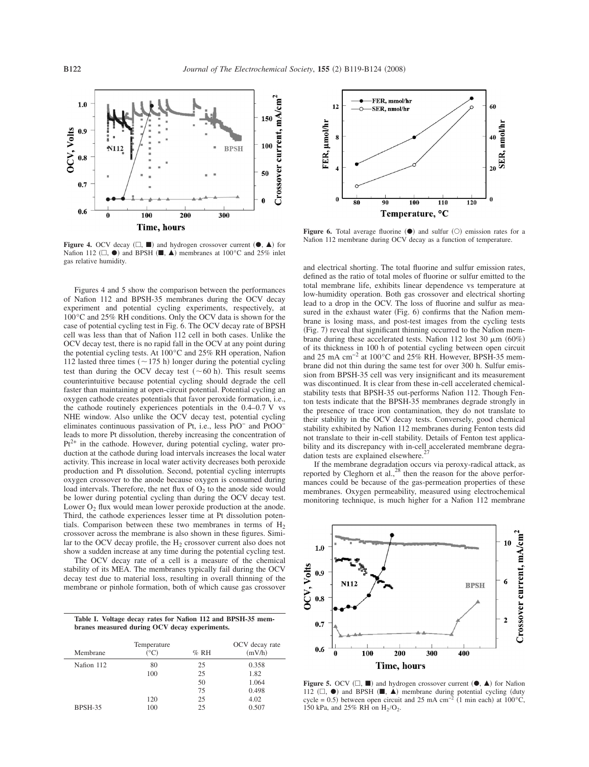**Figure 4.** OCV decay (□, ■) and hydrogen crossover current (●, ▲) for Nafion 112 (□, ●) and BPSH (■, ▲) membranes at 100°C and 25% inlet gas relative humidity.

Figures 4 and 5 show the comparison between the performances of Nafion 112 and BPSH-35 membranes during the OCV decay experiment and potential cycling experiments, respectively, at 100°C and 25% RH conditions. Only the OCV data is shown for the case of potential cycling test in Fig. 6. The OCV decay rate of BPSH cell was less than that of Nafion 112 cell in both cases. Unlike the OCV decay test, there is no rapid fall in the OCV at any point during the potential cycling tests. At 100°C and 25% RH operation, Nafion 112 lasted three times (~175 h) longer during the potential cycling test than during the OCV decay test (~60 h). This result seems counterintuitive because potential cycling should degrade the cell faster than maintaining at open-circuit potential. Potential cycling an oxygen cathode creates potentials that favor peroxide formation, i.e., the cathode routinely experiences potentials in the 0.4–0.7 V vs NHE window. Also unlike the OCV decay test, potential cycling eliminates continuous passivation of Pt, i.e., less $PtO^-$ and $PtOO^-$ leads to more Pt dissolution, thereby increasing the concentration of $Pt^{2+}$ in the cathode. However, during potential cycling, water production at the cathode during load intervals increases the local water activity. This increase in local water activity decreases both peroxide production and Pt dissolution. Second, potential cycling interrupts oxygen crossover to the anode because oxygen is consumed during load intervals. Therefore, the net flux of $O_2$ to the anode side would be lower during potential cycling than during the OCV decay test. Lower $O_2$ flux would mean lower peroxide production at the anode. Third, the cathode experiences lesser time at Pt dissolution potentials. Comparison between these two membranes in terms of $H_2$ crossover across the membrane is also shown in these figures. Similar to the OCV decay profile, the $H_2$ crossover current also does not show a sudden increase at any time during the potential cycling test.

The OCV decay rate of a cell is a measure of the chemical stability of its MEA. The membranes typically fail during the OCV decay test due to material loss, resulting in overall thinning of the membrane or pinhole formation, both of which cause gas crossover and electrical shorting. The total fluorine and sulfur emission rates, defined as the ratio of total moles of fluorine or sulfur emitted to the total membrane life, exhibits linear dependence vs temperature at low-humidity operation. Both gas crossover and electrical shorting lead to a drop in the OCV. The loss of fluorine and sulfur as measured in the exhaust water (Fig. 6) confirms that the Nafion membrane is losing mass, and post-test images from the cycling tests (Fig. 7) reveal that significant thinning occurred to the Nafion membrane during these accelerated tests. Nafion 112 lost 30 μm (60%) of its thickness in 100 h of potential cycling between open circuit and 25 mA cm$^{-2}$ at 100°C and 25% RH. However, BPSH-35 membrane did not thin during the same test for over 300 h. Sulfur emission from BPSH-35 cell was very insignificant and its measurement was discontinued. It is clear from these in-cell accelerated chemical-stability tests that BPSH-35 out-performs Nafion 112. Though Fenton tests indicate that the BPSH-35 membranes degrade strongly in the presence of trace iron contamination, they do not translate to their stability in the OCV decay tests. Conversely, good chemical stability exhibited by Nafion 112 membranes during Fenton tests did not translate to their in-cell stability. Details of Fenton test applicability and its discrepancy with in-cell accelerated membrane degradation tests are explained elsewhere.[27]

**Table I. Voltage decay rates for Nafion 112 and BPSH-35 membranes measured during OCV decay experiments.**

| Membrane | Temperature (°C) | % RH | OCV decay rate (mV/h) |
|---|---|---|---|
| Nafion 112 | 80 | 25 | 0.358 |
| | 100 | 25 | 1.82 |
| | | 50 | 1.064 |
| | | 75 | 0.498 |
| | 120 | 25 | 4.02 |
| BPSH-35 | 100 | 25 | 0.507 |

**Figure 6.** Total average fluorine (●) and sulfur (○) emission rates for a Nafion 112 membrane during OCV decay as a function of temperature.

If the membrane degradation occurs via peroxy-radical attack, as reported by Cleghorn et al.,[28] then the reason for the above performances could be because of the gas-permeation properties of these membranes. Oxygen permeability, measured using electrochemical monitoring technique, is much higher for a Nafion 112 membrane

**Figure 5.** OCV (□, ■) and hydrogen crossover current (●, ▲) for Nafion 112 (□, ●) and BPSH (■, ▲) membrane during potential cycling (duty cycle = 0.5) between open circuit and 25 mA cm$^{-2}$ (1 min each) at 100°C, 150 kPa, and 25% RH on $H_2/O_2$.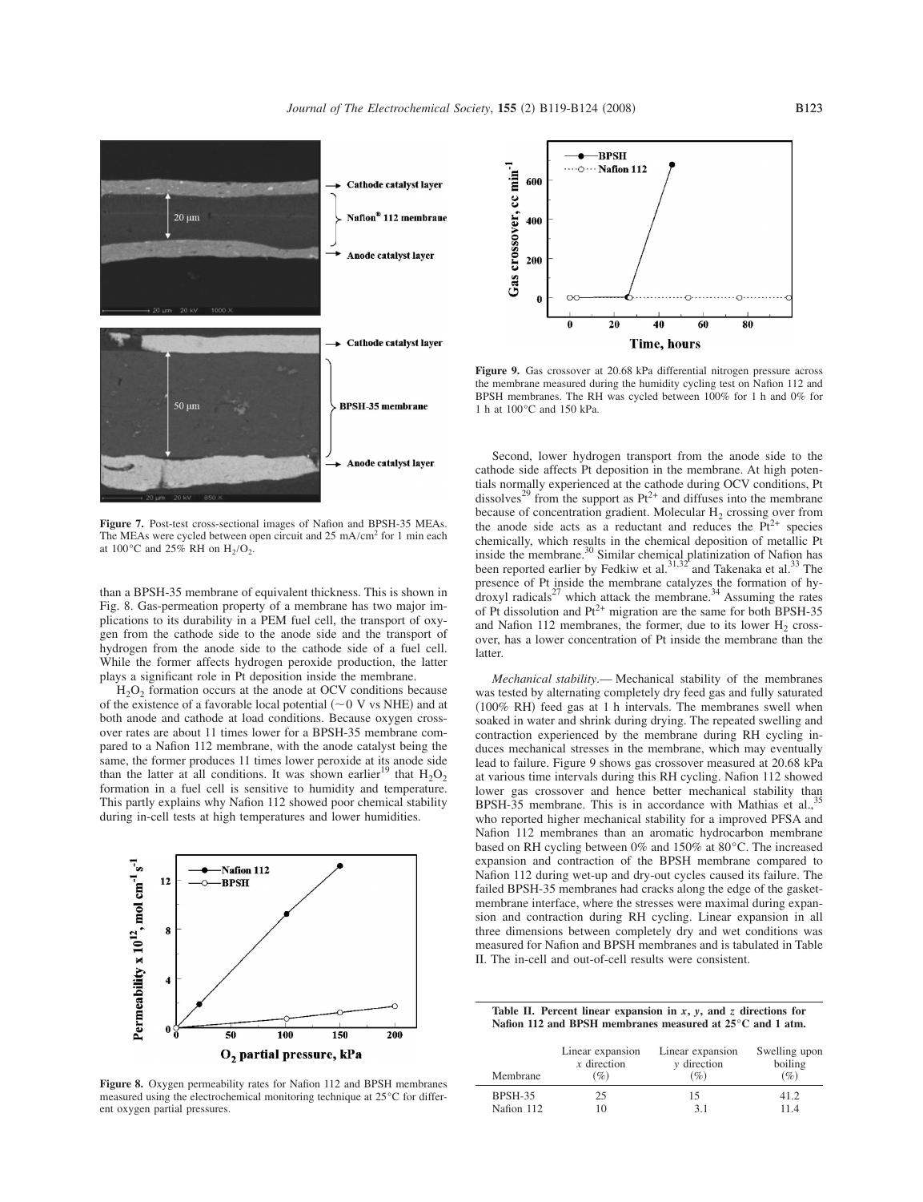Figure 7. Post-test cross-sectional images of Nafion and BPSH-35 MEAs. The MEAs were cycled between open circuit and 25 mA/cm$^2$ for 1 min each at 100°C and 25% RH on $H_2/O_2$.

than a BPSH-35 membrane of equivalent thickness. This is shown in Fig. 8. Gas-permeation property of a membrane has two major implications to its durability in a PEM fuel cell, the transport of oxygen from the cathode side to the anode side and the transport of hydrogen from the anode side to the cathode side of a fuel cell. While the former affects hydrogen peroxide production, the latter plays a significant role in Pt deposition inside the membrane.

$H_2O_2$ formation occurs at the anode at OCV conditions because of the existence of a favorable local potential (~0 V vs NHE) and at both anode and cathode at load conditions. Because oxygen crossover rates are about 11 times lower for a BPSH-35 membrane compared to a Nafion 112 membrane, with the anode catalyst being the same, the former produces 11 times lower peroxide at its anode side than the latter at all conditions. It was shown earlier[19] that $H_2O_2$ formation in a fuel cell is sensitive to humidity and temperature. This partly explains why Nafion 112 showed poor chemical stability during in-cell tests at high temperatures and lower humidities.

Figure 8. Oxygen permeability rates for Nafion 112 and BPSH membranes measured using the electrochemical monitoring technique at 25°C for different oxygen partial pressures.

Figure 9. Gas crossover at 20.68 kPa differential nitrogen pressure across the membrane measured during the humidity cycling test on Nafion 112 and BPSH membranes. The RH was cycled between 100% for 1 h and 0% for 1 h at 100°C and 150 kPa.

Second, lower hydrogen transport from the anode side to the cathode side affects Pt deposition in the membrane. At high potentials normally experienced at the cathode during OCV conditions, Pt dissolves[29] from the support as $Pt^{2+}$ and diffuses into the membrane because of concentration gradient. Molecular $H_2$ crossing over from the anode side acts as a reductant and reduces the $Pt^{2+}$ species chemically, which results in the chemical deposition of metallic Pt inside the membrane.[30] Similar chemical platinization of Nafion has been reported earlier by Fedkiw et al.[31,32] and Takenaka et al.[33] The presence of Pt inside the membrane catalyzes the formation of hydroxyl radicals[27] which attack the membrane.[34] Assuming the rates of Pt dissolution and $Pt^{2+}$ migration are the same for both BPSH-35 and Nafion 112 membranes, the former, due to its lower $H_2$ crossover, has a lower concentration of Pt inside the membrane than the latter.

*Mechanical stability*.— Mechanical stability of the membranes was tested by alternating completely dry feed gas and fully saturated (100% RH) feed gas at 1 h intervals. The membranes swell when soaked in water and shrink during drying. The repeated swelling and contraction experienced by the membrane during RH cycling induces mechanical stresses in the membrane, which may eventually lead to failure. Figure 9 shows gas crossover measured at 20.68 kPa at various time intervals during this RH cycling. Nafion 112 showed lower gas crossover and hence better mechanical stability than BPSH-35 membrane. This is in accordance with Mathias et al.,[35] who reported higher mechanical stability for a improved PFSA and Nafion 112 membranes than an aromatic hydrocarbon membrane based on RH cycling between 0% and 150% at 80°C. The increased expansion and contraction of the BPSH membrane compared to Nafion 112 during wet-up and dry-out cycles caused its failure. The failed BPSH-35 membranes had cracks along the edge of the gasket-membrane interface, where the stresses were maximal during expansion and contraction during RH cycling. Linear expansion in all three dimensions between completely dry and wet conditions was measured for Nafion and BPSH membranes and is tabulated in Table II. The in-cell and out-of-cell results were consistent.

**Table II. Percent linear expansion in *x*, *y*, and *z* directions for Nafion 112 and BPSH membranes measured at 25°C and 1 atm.**

| Membrane | Linear expansion *x* direction (%) | Linear expansion *y* direction (%) | Swelling upon boiling (%) |
|---|---|---|---|
| BPSH-35 | 25 | 15 | 41.2 |
| Nafion 112 | 10 | 3.1 | 11.4 |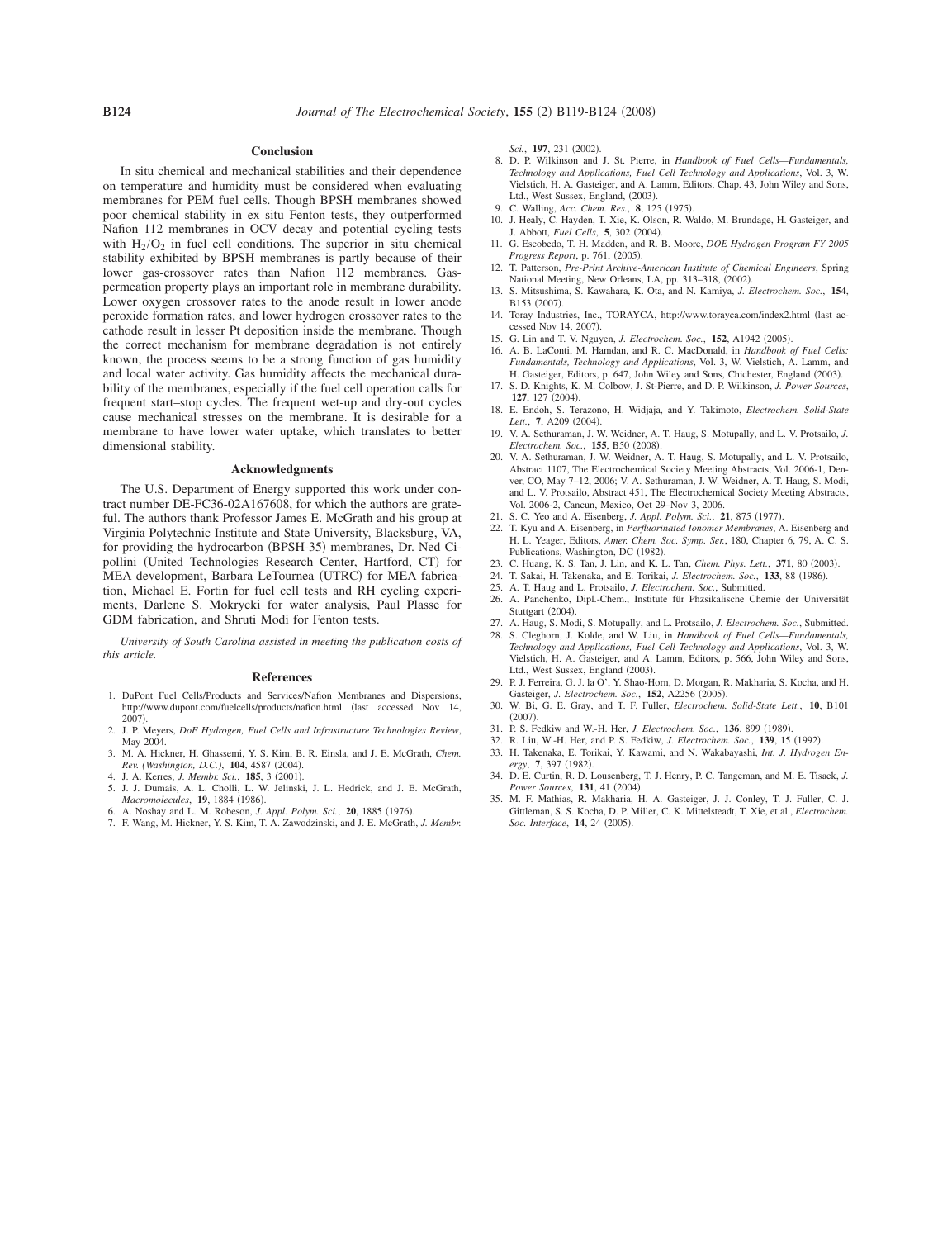## Conclusion

In situ chemical and mechanical stabilities and their dependence on temperature and humidity must be considered when evaluating membranes for PEM fuel cells. Though BPSH membranes showed poor chemical stability in ex situ Fenton tests, they outperformed Nafion 112 membranes in OCV decay and potential cycling tests with $H_2/O_2$ in fuel cell conditions. The superior in situ chemical stability exhibited by BPSH membranes is partly because of their lower gas-crossover rates than Nafion 112 membranes. Gas-permeation property plays an important role in membrane durability. Lower oxygen crossover rates to the anode result in lower anode peroxide formation rates, and lower hydrogen crossover rates to the cathode result in lesser Pt deposition inside the membrane. Though the correct mechanism for membrane degradation is not entirely known, the process seems to be a strong function of gas humidity and local water activity. Gas humidity affects the mechanical durability of the membranes, especially if the fuel cell operation calls for frequent start–stop cycles. The frequent wet-up and dry-out cycles cause mechanical stresses on the membrane. It is desirable for a membrane to have lower water uptake, which translates to better dimensional stability.

## Acknowledgments

The U.S. Department of Energy supported this work under contract number DE-FC36-02A167608, for which the authors are grateful. The authors thank Professor James E. McGrath and his group at Virginia Polytechnic Institute and State University, Blacksburg, VA, for providing the hydrocarbon (BPSH-35) membranes, Dr. Ned Cipollini (United Technologies Research Center, Hartford, CT) for MEA development, Barbara LeTournea (UTRC) for MEA fabrication, Michael E. Fortin for fuel cell tests and RH cycling experiments, Darlene S. Mokrycki for water analysis, Paul Plasse for GDM fabrication, and Shruti Modi for Fenton tests.

*University of South Carolina assisted in meeting the publication costs of this article.*

## References

1. DuPont Fuel Cells/Products and Services/Nafion Membranes and Dispersions, http://www.dupont.com/fuelcells/products/nafion.html (last accessed Nov 14, 2007).
2. J. P. Meyers, *DoE Hydrogen, Fuel Cells and Infrastructure Technologies Review*, May 2004.
3. M. A. Hickner, H. Ghassemi, Y. S. Kim, B. R. Einsla, and J. E. McGrath, *Chem. Rev. (Washington, D.C.)*, **104**, 4587 (2004).
4. J. A. Kerres, *J. Membr. Sci.*, **185**, 3 (2001).
5. J. J. Dumais, A. L. Cholli, L. W. Jelinski, J. L. Hedrick, and J. E. McGrath, *Macromolecules*, **19**, 1884 (1986).
6. A. Noshay and L. M. Robeson, *J. Appl. Polym. Sci.*, **20**, 1885 (1976).
7. F. Wang, M. Hickner, Y. S. Kim, T. A. Zawodzinski, and J. E. McGrath, *J. Membr. Sci.*, **197**, 231 (2002).
8. D. P. Wilkinson and J. St. Pierre, in *Handbook of Fuel Cells—Fundamentals, Technology and Applications, Fuel Cell Technology and Applications*, Vol. 3, W. Vielstich, H. A. Gasteiger, and A. Lamm, Editors, Chap. 43, John Wiley and Sons, Ltd., West Sussex, England, (2003).
9. C. Walling, *Acc. Chem. Res.*, **8**, 125 (1975).
10. J. Healy, C. Hayden, T. Xie, K. Olson, R. Waldo, M. Brundage, H. Gasteiger, and J. Abbott, *Fuel Cells*, **5**, 302 (2004).
11. G. Escobedo, T. H. Madden, and R. B. Moore, *DOE Hydrogen Program FY 2005 Progress Report*, p. 761, (2005).
12. T. Patterson, *Pre-Print Archive-American Institute of Chemical Engineers*, Spring National Meeting, New Orleans, LA, pp. 313–318, (2002).
13. S. Mitsushima, S. Kawahara, K. Ota, and N. Kamiya, *J. Electrochem. Soc.*, **154**, B153 (2007).
14. Toray Industries, Inc., TORAYCA, http://www.torayca.com/index2.html (last accessed Nov 14, 2007).
15. G. Lin and T. V. Nguyen, *J. Electrochem. Soc.*, **152**, A1942 (2005).
16. A. B. LaConti, M. Hamdan, and R. C. MacDonald, in *Handbook of Fuel Cells: Fundamentals, Technology and Applications*, Vol. 3, W. Vielstich, A. Lamm, and H. Gasteiger, Editors, p. 647, John Wiley and Sons, Chichester, England (2003).
17. S. D. Knights, K. M. Colbow, J. St-Pierre, and D. P. Wilkinson, *J. Power Sources*, **127**, 127 (2004).
18. E. Endoh, S. Terazono, H. Widjaja, and Y. Takimoto, *Electrochem. Solid-State Lett.*, **7**, A209 (2004).
19. V. A. Sethuraman, J. W. Weidner, A. T. Haug, S. Motupally, and L. V. Protsailo, *J. Electrochem. Soc.*, **155**, B50 (2008).
20. V. A. Sethuraman, J. W. Weidner, A. T. Haug, S. Motupally, and L. V. Protsailo, Abstract 1107, The Electrochemical Society Meeting Abstracts, Vol. 2006-1, Denver, CO, May 7–12, 2006; V. A. Sethuraman, J. W. Weidner, A. T. Haug, S. Modi, and L. V. Protsailo, Abstract 451, The Electrochemical Society Meeting Abstracts, Vol. 2006-2, Cancun, Mexico, Oct 29–Nov 3, 2006.
21. S. C. Yeo and A. Eisenberg, *J. Appl. Polym. Sci.*, **21**, 875 (1977).
22. T. Kyu and A. Eisenberg, in *Perfluorinated Ionomer Membranes*, A. Eisenberg and H. L. Yeager, Editors, *Amer. Chem. Soc. Symp. Ser.*, 180, Chapter 6, 79, A. C. S. Publications, Washington, DC (1982).
23. C. Huang, K. S. Tan, J. Lin, and K. L. Tan, *Chem. Phys. Lett.*, **371**, 80 (2003).
24. T. Sakai, H. Takenaka, and E. Torikai, *J. Electrochem. Soc.*, **133**, 88 (1986).
25. A. T. Haug and L. Protsailo, *J. Electrochem. Soc.*, Submitted.
26. A. Panchenko, Dipl.-Chem., Institute für Phzsikalische Chemie der Universität Stuttgart (2004).
27. A. Haug, S. Modi, S. Motupally, and L. Protsailo, *J. Electrochem. Soc.*, Submitted.
28. S. Cleghorn, J. Kolde, and W. Liu, in *Handbook of Fuel Cells—Fundamentals, Technology and Applications, Fuel Cell Technology and Applications*, Vol. 3, W. Vielstich, H. A. Gasteiger, and A. Lamm, Editors, p. 566, John Wiley and Sons, Ltd., West Sussex, England (2003).
29. P. J. Ferreira, G. J. la O', Y. Shao-Horn, D. Morgan, R. Makharia, S. Kocha, and H. Gasteiger, *J. Electrochem. Soc.*, **152**, A2256 (2005).
30. W. Bi, G. E. Gray, and T. F. Fuller, *Electrochem. Solid-State Lett.*, **10**, B101 (2007).
31. P. S. Fedkiw and W.-H. Her, *J. Electrochem. Soc.*, **136**, 899 (1989).
32. R. Liu, W.-H. Her, and P. S. Fedkiw, *J. Electrochem. Soc.*, **139**, 15 (1992).
33. H. Takenaka, E. Torikai, Y. Kawami, and N. Wakabayashi, *Int. J. Hydrogen Energy*, **7**, 397 (1982).
34. D. E. Curtin, R. D. Lousenberg, T. J. Henry, P. C. Tangeman, and M. E. Tisack, *J. Power Sources*, **131**, 41 (2004).
35. M. F. Mathias, R. Makharia, H. A. Gasteiger, J. J. Conley, T. J. Fuller, C. J. Gittleman, S. S. Kocha, D. P. Miller, C. K. Mittelsteadt, T. Xie, et al., *Electrochem. Soc. Interface*, **14**, 24 (2005).